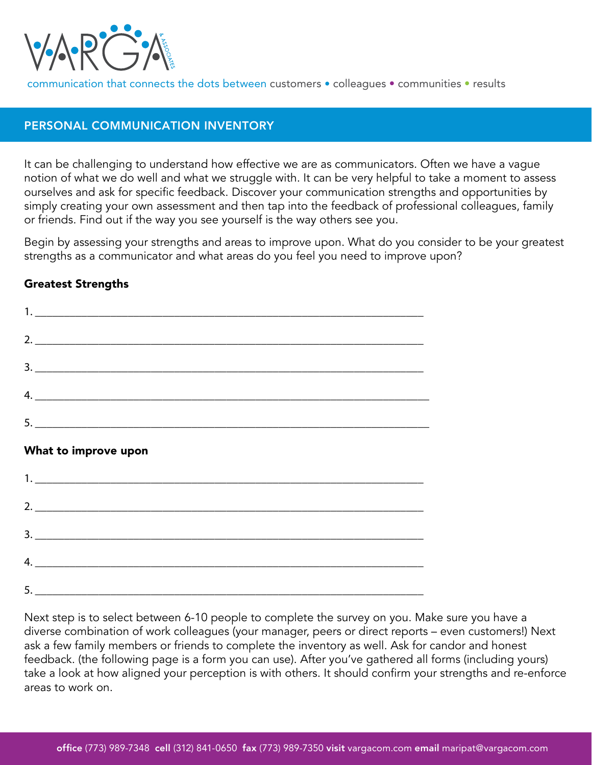VARGA & ASSOCIATES

communication that connects the dots between customers • colleagues • communities • results

## PERSONAL COMMUNICATION INVENTORY

It can be challenging to understand how effective we are as communicators. Often we have a vague notion of what we do well and what we struggle with. It can be very helpful to take a moment to assess ourselves and ask for specific feedback. Discover your communication strengths and opportunities by simply creating your own assessment and then tap into the feedback of professional colleagues, family or friends. Find out if the way you see yourself is the way others see you.

Begin by assessing your strengths and areas to improve upon. What do you consider to be your greatest strengths as a communicator and what areas do you feel you need to improve upon?

### Greatest Strengths

1. ____________________________________________________________

2. ____________________________________________________________

3. ____________________________________________________________

4. ____________________________________________________________

5. ____________________________________________________________

### What to improve upon

1. ____________________________________________________________

2. ____________________________________________________________

3. ____________________________________________________________

4. ____________________________________________________________

5. ____________________________________________________________

Next step is to select between 6-10 people to complete the survey on you. Make sure you have a diverse combination of work colleagues (your manager, peers or direct reports – even customers!) Next ask a few family members or friends to complete the inventory as well. Ask for candor and honest feedback. (the following page is a form you can use). After you've gathered all forms (including yours) take a look at how aligned your perception is with others. It should confirm your strengths and re-enforce areas to work on.

**office** (773) 989-7348 **cell** (312) 841-0650 **fax** (773) 989-7350 **visit** vargacom.com **email** maripat@vargacom.com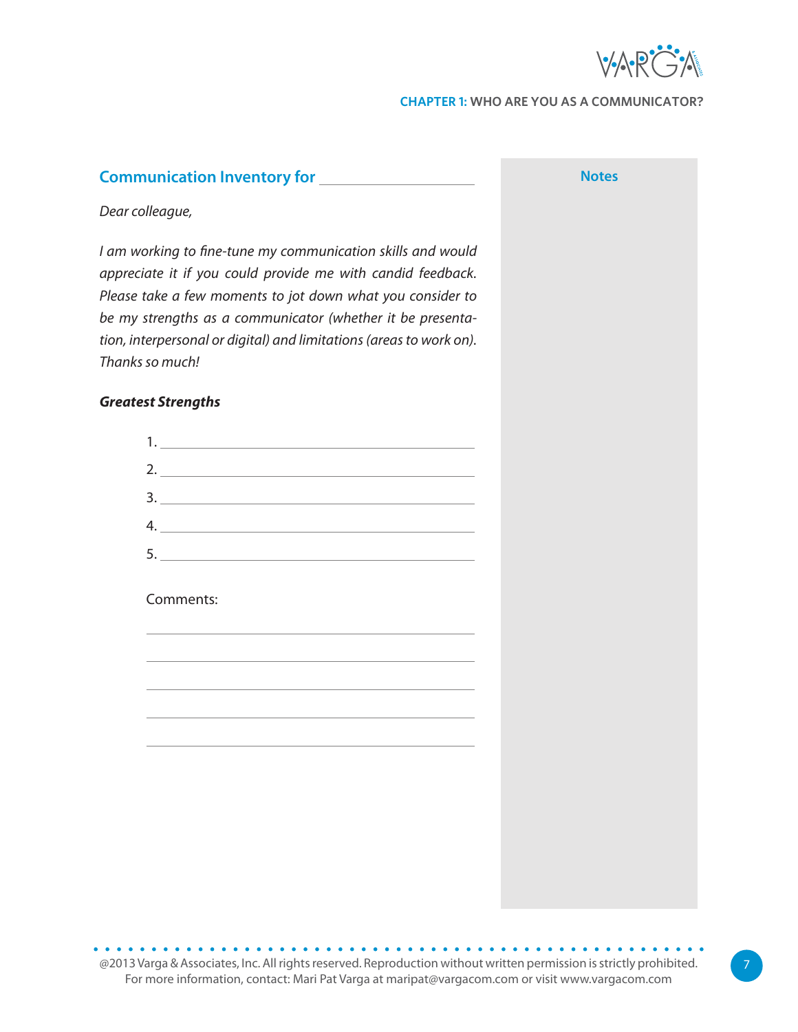## Communication Inventory for ____________________

*Dear colleague,*

*I am working to fine-tune my communication skills and would appreciate it if you could provide me with candid feedback. Please take a few moments to jot down what you consider to be my strengths as a communicator (whether it be presentation, interpersonal or digital) and limitations (areas to work on). Thanks so much!*

***Greatest Strengths***

1. ________________________________________
2. ________________________________________
3. ________________________________________
4. ________________________________________
5. ________________________________________

Comments:

________________________________________

________________________________________

________________________________________

________________________________________

________________________________________

**Notes**

@2013 Varga & Associates, Inc. All rights reserved. Reproduction without written permission is strictly prohibited.
For more information, contact: Mari Pat Varga at maripat@vargacom.com or visit www.vargacom.com